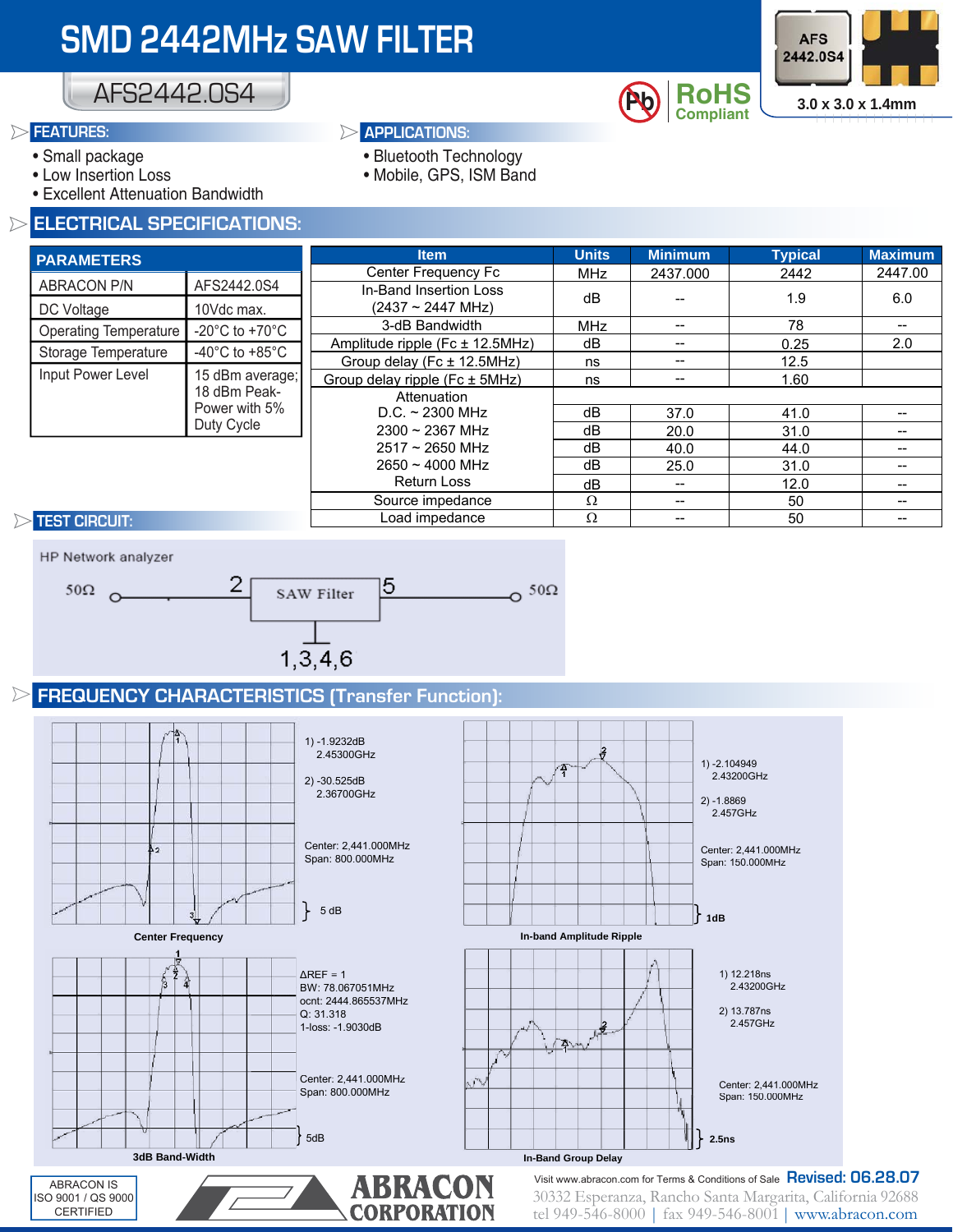# SMD 2442MHz SAW FILTER

## AFS2442.0S4

RoHS Compliant

3.0 x 3.0 x 1.4mm

### FEATURES:

- Small package
- Low Insertion Loss
- Excellent Attenuation Bandwidth

### APPLICATIONS:

- Bluetooth Technology
- Mobile, GPS, ISM Band

## ELECTRICAL SPECIFICATIONS:

| PARAMETERS | |
|---|---|
| ABRACON P/N | AFS2442.0S4 |
| DC Voltage | 10Vdc max. |
| Operating Temperature | -20°C to +70°C |
| Storage Temperature | -40°C to +85°C |
| Input Power Level | 15 dBm average; 18 dBm Peak-Power with 5% Duty Cycle |

| Item | Units | Minimum | Typical | Maximum |
|---|---|---|---|---|
| Center Frequency Fc | MHz | 2437.000 | 2442 | 2447.00 |
| In-Band Insertion Loss (2437 ~ 2447 MHz) | dB | -- | 1.9 | 6.0 |
| 3-dB Bandwidth | MHz | -- | 78 | -- |
| Amplitude ripple (Fc ± 12.5MHz) | dB | -- | 0.25 | 2.0 |
| Group delay (Fc ± 12.5MHz) | ns | -- | 12.5 | |
| Group delay ripple (Fc ± 5MHz) | ns | -- | 1.60 | |
| Attenuation | | | | |
| D.C. ~ 2300 MHz | dB | 37.0 | 41.0 | -- |
| 2300 ~ 2367 MHz | dB | 20.0 | 31.0 | -- |
| 2517 ~ 2650 MHz | dB | 40.0 | 44.0 | -- |
| 2650 ~ 4000 MHz | dB | 25.0 | 31.0 | -- |
| Return Loss | dB | -- | 12.0 | -- |
| Source impedance | Ω | -- | 50 | -- |
| Load impedance | Ω | -- | 50 | -- |

### TEST CIRCUIT:

HP Network analyzer

50Ω — 2 [SAW Filter] 5 — 50Ω

1,3,4,6

## FREQUENCY CHARACTERISTICS (Transfer Function):

1) -1.9232dB 2.45300GHz
2) -30.525dB 2.36700GHz
Center: 2,441.000MHz
Span: 800.000MHz
5 dB

Center Frequency

1) -2.104949 2.43200GHz
2) -1.8869 2.457GHz
Center: 2,441.000MHz
Span: 150.000MHz
1dB

In-band Amplitude Ripple

ΔREF = 1
BW: 78.067051MHz
cent: 2444.865537MHz
Q: 31.318
1-loss: -1.9030dB
Center: 2,441.000MHz
Span: 800.000MHz
5dB

3dB Band-Width

1) 12.218ns 2.43200GHz
2) 13.787ns 2.457GHz
Center: 2,441.000MHz
Span: 150.000MHz
2.5ns

In-Band Group Delay

ABRACON IS ISO 9001 / QS 9000 CERTIFIED

ABRACON CORPORATION

Visit www.abracon.com for Terms & Conditions of Sale **Revised: 06.28.07**

30332 Esperanza, Rancho Santa Margarita, California 92688
tel 949-546-8000 | fax 949-546-8001 | www.abracon.com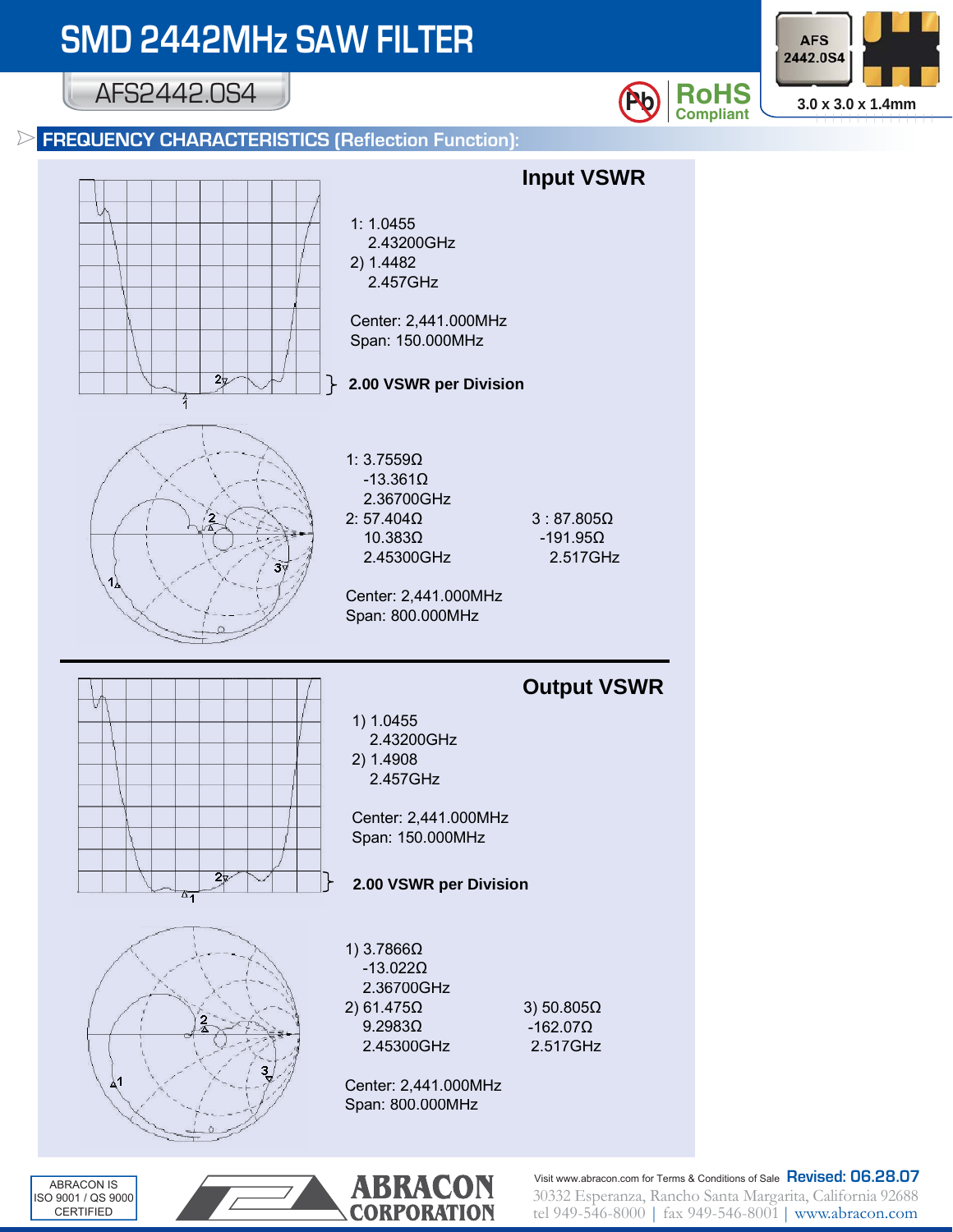# SMD 2442MHz SAW FILTER

## AFS2442.0S4

RoHS Compliant

3.0 x 3.0 x 1.4mm

### FREQUENCY CHARACTERISTICS (Reflection Function):

#### Input VSWR

1: 1.0455
2.43200GHz
2) 1.4482
2.457GHz

Center: 2,441.000MHz
Span: 150.000MHz

**2.00 VSWR per Division**

1: 3.7559Ω
-13.361Ω
2.36700GHz
2: 57.404Ω
10.383Ω
2.45300GHz

3 : 87.805Ω
-191.95Ω
2.517GHz

Center: 2,441.000MHz
Span: 800.000MHz

#### Output VSWR

1) 1.0455
2.43200GHz
2) 1.4908
2.457GHz

Center: 2,441.000MHz
Span: 150.000MHz

**2.00 VSWR per Division**

1) 3.7866Ω
-13.022Ω
2.36700GHz
2) 61.475Ω
9.2983Ω
2.45300GHz

3) 50.805Ω
-162.07Ω
2.517GHz

Center: 2,441.000MHz
Span: 800.000MHz

ABRACON IS ISO 9001 / QS 9000 CERTIFIED

ABRACON CORPORATION

Visit www.abracon.com for Terms & Conditions of Sale **Revised: 06.28.07**
30332 Esperanza, Rancho Santa Margarita, California 92688
tel 949-546-8000 | fax 949-546-8001 | www.abracon.com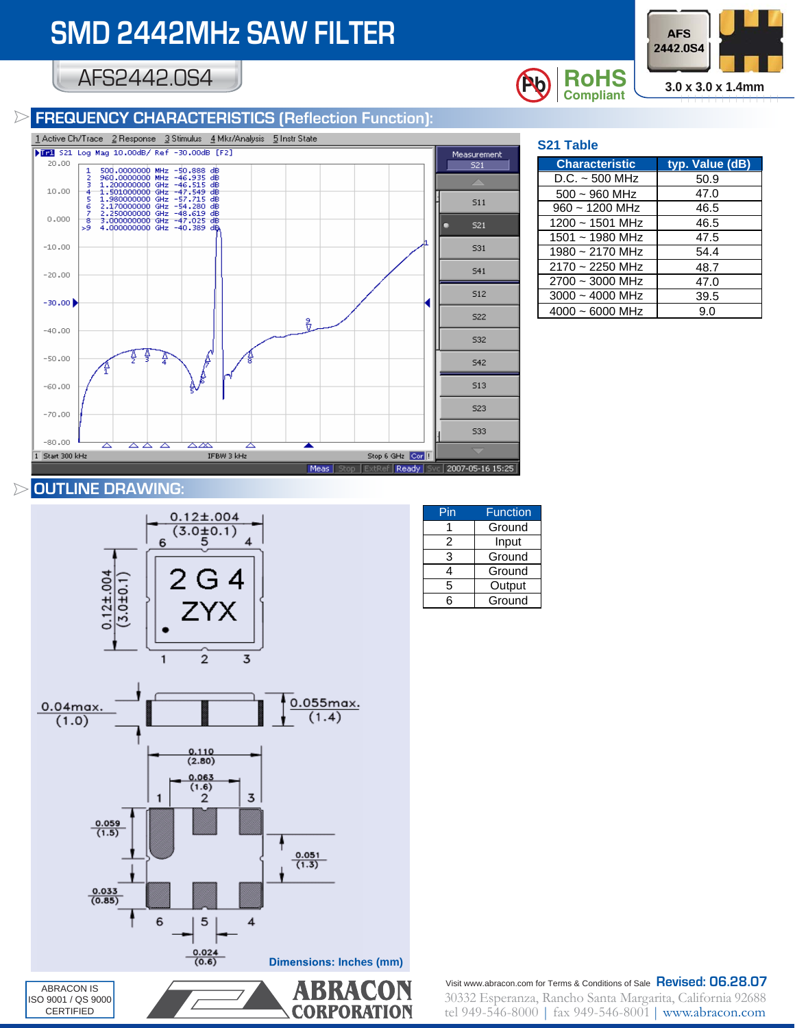# SMD 2442MHz SAW FILTER

## AFS2442.0S4

RoHS Compliant

3.0 x 3.0 x 1.4mm

## FREQUENCY CHARACTERISTICS (Reflection Function):

1 Active Ch/Trace 2 Response 3 Stimulus 4 Mkr/Analysis 5 Instr State

Tr1 S21 Log Mag 10.00dB/ Ref -30.00dB [F2]

| Marker | Frequency | Value |
|---|---|---|
| 1 | 500.0000000 MHz | -50.888 dB |
| 2 | 960.0000000 MHz | -46.935 dB |
| 3 | 1.200000000 GHz | -46.515 dB |
| 4 | 1.501000000 GHz | -47.549 dB |
| 5 | 1.980000000 GHz | -57.715 dB |
| 6 | 2.170000000 GHz | -54.280 dB |
| 7 | 2.250000000 GHz | -48.619 dB |
| 8 | 3.000000000 GHz | -47.025 dB |
| >9 | 4.000000000 GHz | -40.389 dB |

1 Start 300 kHz IFBW 3 kHz Stop 6 GHz

Meas Stop ExtRef Ready Svc 2007-05-16 15:25

### S21 Table

| Characteristic | typ. Value (dB) |
|---|---|
| D.C. ~ 500 MHz | 50.9 |
| 500 ~ 960 MHz | 47.0 |
| 960 ~ 1200 MHz | 46.5 |
| 1200 ~ 1501 MHz | 46.5 |
| 1501 ~ 1980 MHz | 47.5 |
| 1980 ~ 2170 MHz | 54.4 |
| 2170 ~ 2250 MHz | 48.7 |
| 2700 ~ 3000 MHz | 47.0 |
| 3000 ~ 4000 MHz | 39.5 |
| 4000 ~ 6000 MHz | 9.0 |

## OUTLINE DRAWING:

0.12±.004 (3.0±0.1)

2G4 ZYX

0.04max. (1.0)   0.055max. (1.4)

0.110 (2.80)   0.063 (1.6)   0.059 (1.5)   0.051 (1.3)   0.033 (0.85)   0.024 (0.6)

**Dimensions: Inches (mm)**

| Pin | Function |
|---|---|
| 1 | Ground |
| 2 | Input |
| 3 | Ground |
| 4 | Ground |
| 5 | Output |
| 6 | Ground |

ABRACON IS ISO 9001 / QS 9000 CERTIFIED

ABRACON CORPORATION

Visit www.abracon.com for Terms & Conditions of Sale **Revised: 06.28.07**

30332 Esperanza, Rancho Santa Margarita, California 92688
tel 949-546-8000 | fax 949-546-8001 | www.abracon.com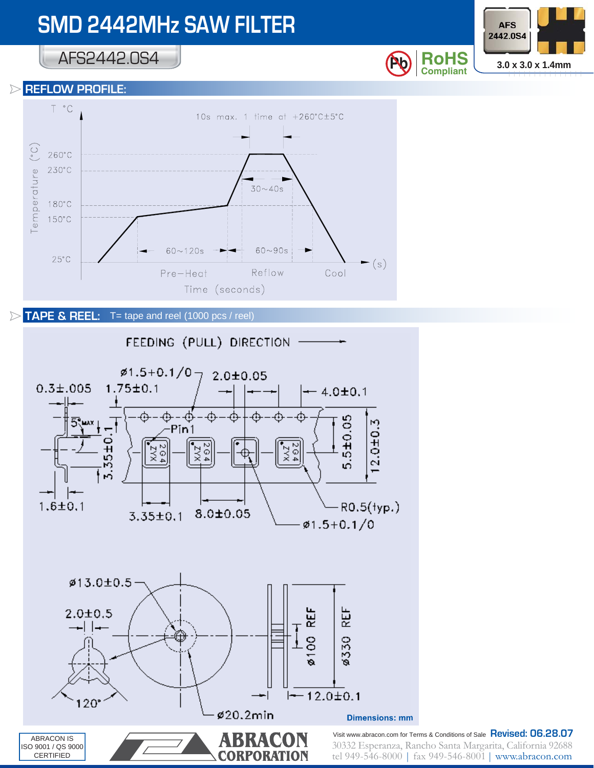# SMD 2442MHz SAW FILTER

## AFS2442.0S4

RoHS Compliant

AFS 2442.0S4

3.0 x 3.0 x 1.4mm

## REFLOW PROFILE:

T °C

Temperature (°C)

10s max. 1 time at +260°C±5°C

260°C

230°C

180°C

150°C

25°C

30~40s

60~120s

60~90s

Pre-Heat

Reflow

Cool

(s)

Time (seconds)

## TAPE & REEL:

T= tape and reel (1000 pcs / reel)

FEEDING (PULL) DIRECTION

ø1.5+0.1/0

2.0±0.05

0.3±.005

1.75±0.1

4.0±0.1

5° MAX

Pin1

3.35±0.1

5.5±0.05

12.0±0.3

2G4 ZYX

1.6±0.1

3.35±0.1

8.0±0.05

R0.5(typ.)

ø1.5+0.1/0

ø13.0±0.5

2.0±0.5

120°

ø20.2min

ø100 REF

ø330 REF

12.0±0.1

Dimensions: mm

ABRACON IS ISO 9001 / QS 9000 CERTIFIED

ABRACON CORPORATION

Visit www.abracon.com for Terms & Conditions of Sale

Revised: 06.28.07

30332 Esperanza, Rancho Santa Margarita, California 92688

tel 949-546-8000 | fax 949-546-8001 | www.abracon.com